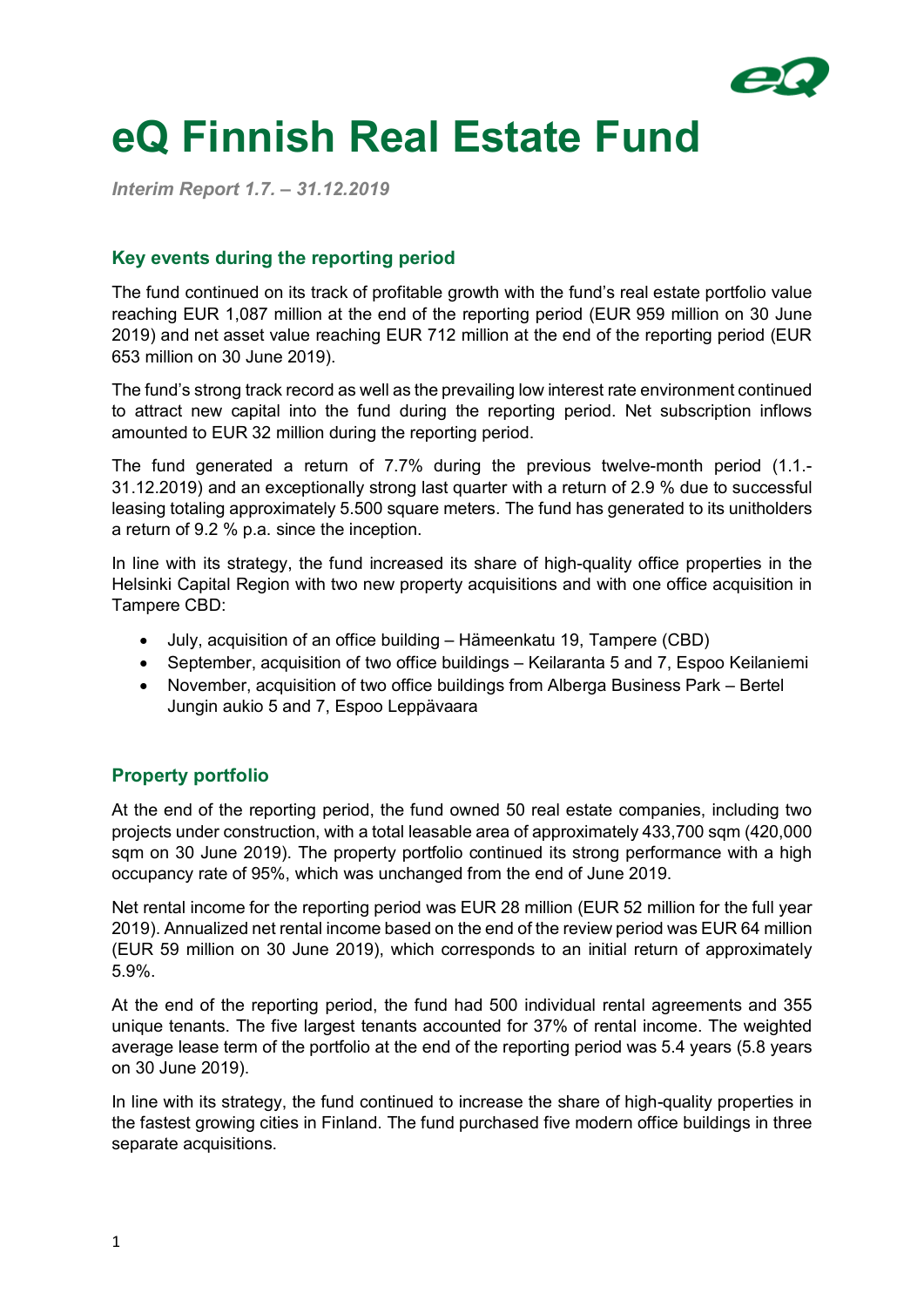# eQ Finnish Real Estate Fund

*Interim Report 1.7. – 31.12.2019*

## Key events during the reporting period

The fund continued on its track of profitable growth with the fund's real estate portfolio value reaching EUR 1,087 million at the end of the reporting period (EUR 959 million on 30 June 2019) and net asset value reaching EUR 712 million at the end of the reporting period (EUR 653 million on 30 June 2019).

The fund's strong track record as well as the prevailing low interest rate environment continued to attract new capital into the fund during the reporting period. Net subscription inflows amounted to EUR 32 million during the reporting period.

The fund generated a return of 7.7% during the previous twelve-month period (1.1.-31.12.2019) and an exceptionally strong last quarter with a return of 2.9 % due to successful leasing totaling approximately 5.500 square meters. The fund has generated to its unitholders a return of 9.2 % p.a. since the inception.

In line with its strategy, the fund increased its share of high-quality office properties in the Helsinki Capital Region with two new property acquisitions and with one office acquisition in Tampere CBD:

- July, acquisition of an office building – Hämeenkatu 19, Tampere (CBD)
- September, acquisition of two office buildings – Keilaranta 5 and 7, Espoo Keilaniemi
- November, acquisition of two office buildings from Alberga Business Park – Bertel Jungin aukio 5 and 7, Espoo Leppävaara

## Property portfolio

At the end of the reporting period, the fund owned 50 real estate companies, including two projects under construction, with a total leasable area of approximately 433,700 sqm (420,000 sqm on 30 June 2019). The property portfolio continued its strong performance with a high occupancy rate of 95%, which was unchanged from the end of June 2019.

Net rental income for the reporting period was EUR 28 million (EUR 52 million for the full year 2019). Annualized net rental income based on the end of the review period was EUR 64 million (EUR 59 million on 30 June 2019), which corresponds to an initial return of approximately 5.9%.

At the end of the reporting period, the fund had 500 individual rental agreements and 355 unique tenants. The five largest tenants accounted for 37% of rental income. The weighted average lease term of the portfolio at the end of the reporting period was 5.4 years (5.8 years on 30 June 2019).

In line with its strategy, the fund continued to increase the share of high-quality properties in the fastest growing cities in Finland. The fund purchased five modern office buildings in three separate acquisitions.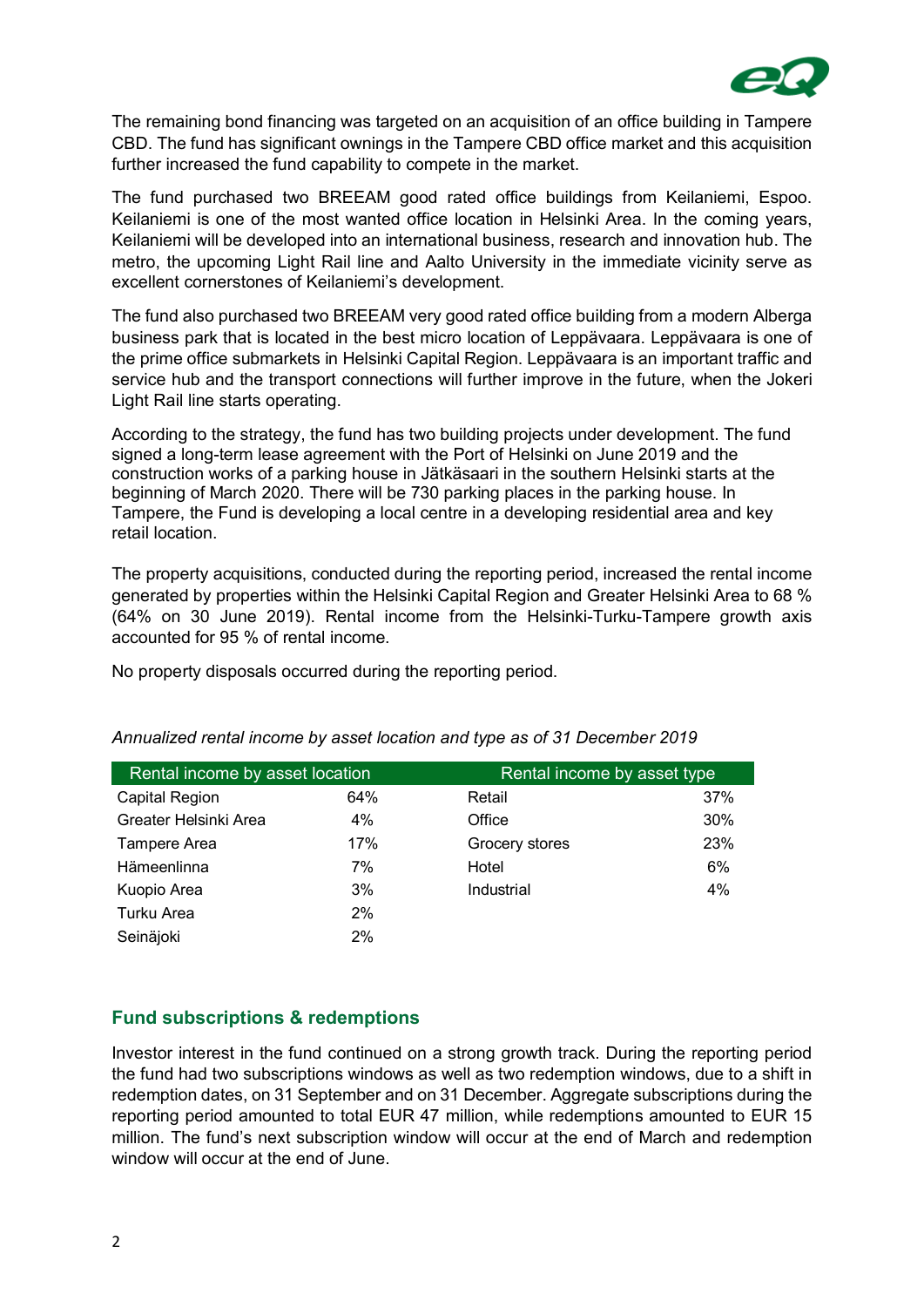The remaining bond financing was targeted on an acquisition of an office building in Tampere CBD. The fund has significant ownings in the Tampere CBD office market and this acquisition further increased the fund capability to compete in the market.

The fund purchased two BREEAM good rated office buildings from Keilaniemi, Espoo. Keilaniemi is one of the most wanted office location in Helsinki Area. In the coming years, Keilaniemi will be developed into an international business, research and innovation hub. The metro, the upcoming Light Rail line and Aalto University in the immediate vicinity serve as excellent cornerstones of Keilaniemi's development.

The fund also purchased two BREEAM very good rated office building from a modern Alberga business park that is located in the best micro location of Leppävaara. Leppävaara is one of the prime office submarkets in Helsinki Capital Region. Leppävaara is an important traffic and service hub and the transport connections will further improve in the future, when the Jokeri Light Rail line starts operating.

According to the strategy, the fund has two building projects under development. The fund signed a long-term lease agreement with the Port of Helsinki on June 2019 and the construction works of a parking house in Jätkäsaari in the southern Helsinki starts at the beginning of March 2020. There will be 730 parking places in the parking house. In Tampere, the Fund is developing a local centre in a developing residential area and key retail location.

The property acquisitions, conducted during the reporting period, increased the rental income generated by properties within the Helsinki Capital Region and Greater Helsinki Area to 68 % (64% on 30 June 2019). Rental income from the Helsinki-Turku-Tampere growth axis accounted for 95 % of rental income.

No property disposals occurred during the reporting period.

*Annualized rental income by asset location and type as of 31 December 2019*

| Rental income by asset location | | Rental income by asset type | |
|---|---|---|---|
| Capital Region | 64% | Retail | 37% |
| Greater Helsinki Area | 4% | Office | 30% |
| Tampere Area | 17% | Grocery stores | 23% |
| Hämeenlinna | 7% | Hotel | 6% |
| Kuopio Area | 3% | Industrial | 4% |
| Turku Area | 2% | | |
| Seinäjoki | 2% | | |

## Fund subscriptions & redemptions

Investor interest in the fund continued on a strong growth track. During the reporting period the fund had two subscriptions windows as well as two redemption windows, due to a shift in redemption dates, on 31 September and on 31 December. Aggregate subscriptions during the reporting period amounted to total EUR 47 million, while redemptions amounted to EUR 15 million. The fund's next subscription window will occur at the end of March and redemption window will occur at the end of June.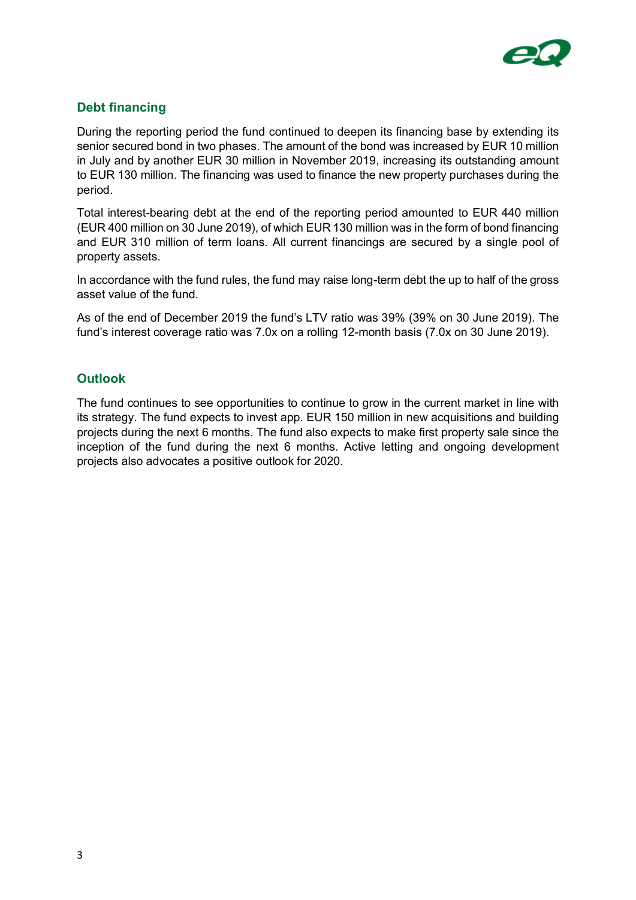## Debt financing

During the reporting period the fund continued to deepen its financing base by extending its senior secured bond in two phases. The amount of the bond was increased by EUR 10 million in July and by another EUR 30 million in November 2019, increasing its outstanding amount to EUR 130 million. The financing was used to finance the new property purchases during the period.

Total interest-bearing debt at the end of the reporting period amounted to EUR 440 million (EUR 400 million on 30 June 2019), of which EUR 130 million was in the form of bond financing and EUR 310 million of term loans. All current financings are secured by a single pool of property assets.

In accordance with the fund rules, the fund may raise long-term debt the up to half of the gross asset value of the fund.

As of the end of December 2019 the fund's LTV ratio was 39% (39% on 30 June 2019). The fund's interest coverage ratio was 7.0x on a rolling 12-month basis (7.0x on 30 June 2019).

## Outlook

The fund continues to see opportunities to continue to grow in the current market in line with its strategy. The fund expects to invest app. EUR 150 million in new acquisitions and building projects during the next 6 months. The fund also expects to make first property sale since the inception of the fund during the next 6 months. Active letting and ongoing development projects also advocates a positive outlook for 2020.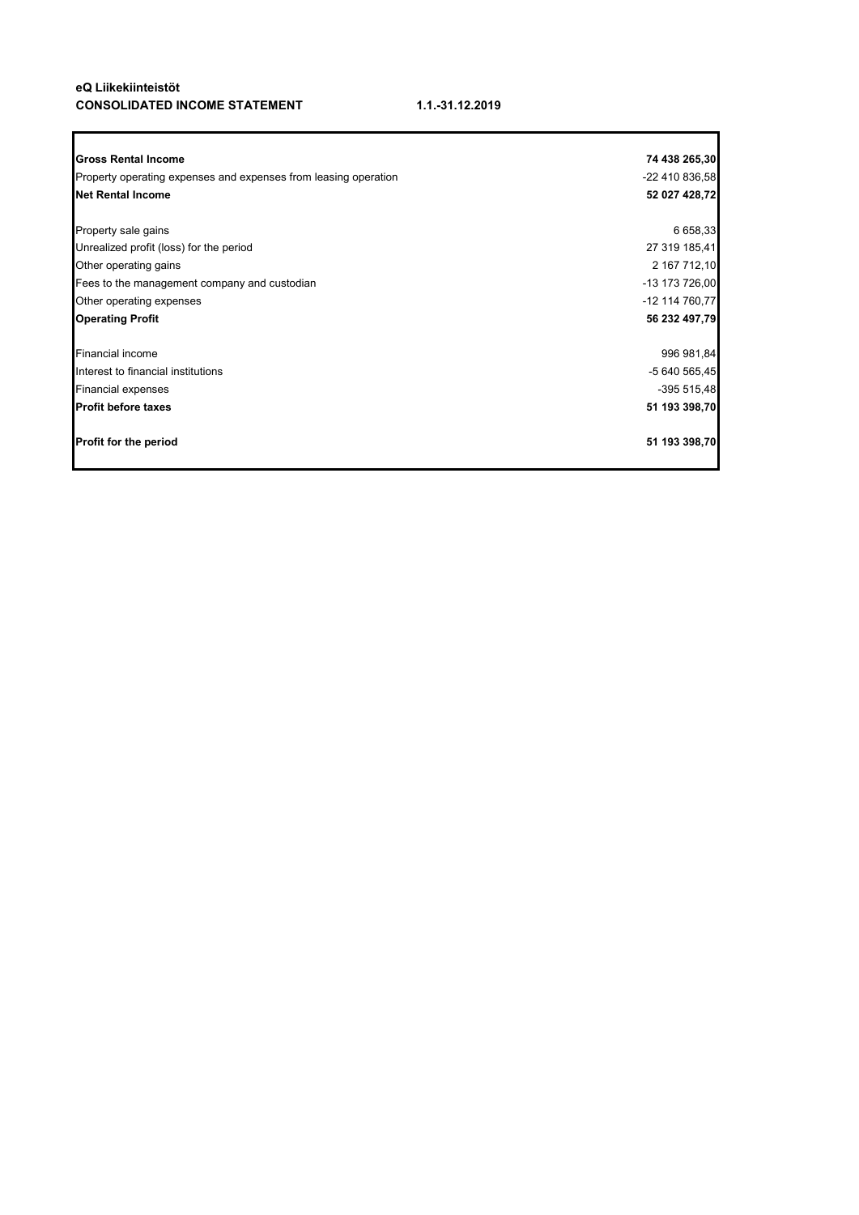**eQ Liikekiinteistöt**
**CONSOLIDATED INCOME STATEMENT** **1.1.-31.12.2019**

| | |
|---|---:|
| **Gross Rental Income** | **74 438 265,30** |
| Property operating expenses and expenses from leasing operation | -22 410 836,58 |
| **Net Rental Income** | **52 027 428,72** |
| | |
| Property sale gains | 6 658,33 |
| Unrealized profit (loss) for the period | 27 319 185,41 |
| Other operating gains | 2 167 712,10 |
| Fees to the management company and custodian | -13 173 726,00 |
| Other operating expenses | -12 114 760,77 |
| **Operating Profit** | **56 232 497,79** |
| | |
| Financial income | 996 981,84 |
| Interest to financial institutions | -5 640 565,45 |
| Financial expenses | -395 515,48 |
| **Profit before taxes** | **51 193 398,70** |
| | |
| **Profit for the period** | **51 193 398,70** |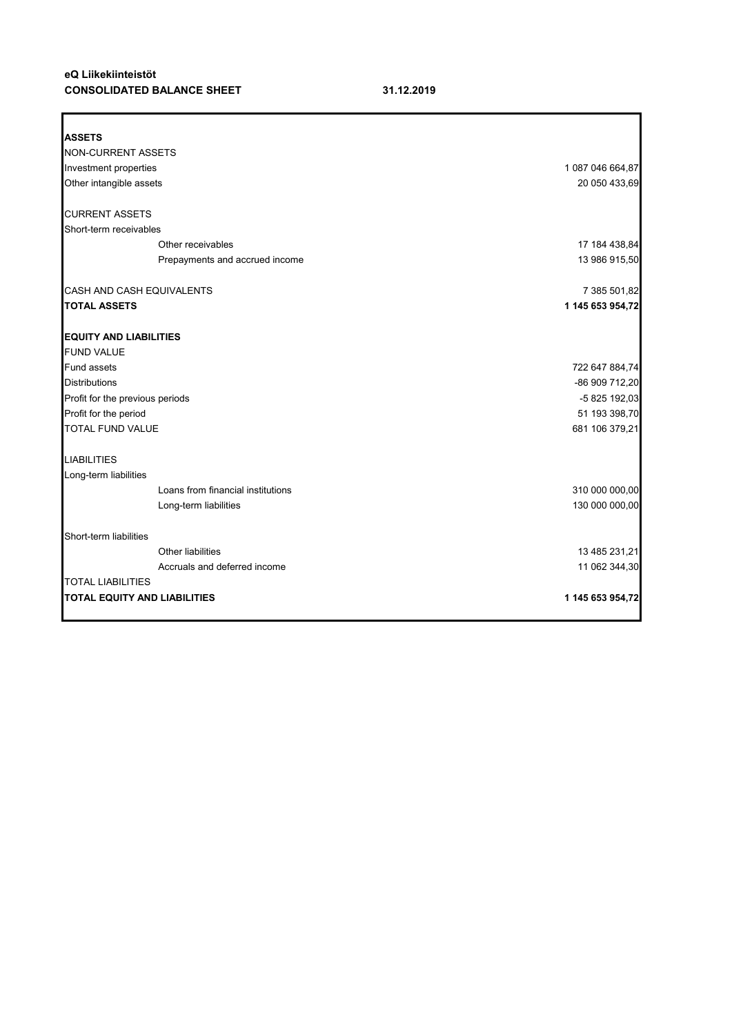**eQ Liikekiinteistöt**
**CONSOLIDATED BALANCE SHEET** **31.12.2019**

| | |
|---|---:|
| **ASSETS** | |
| NON-CURRENT ASSETS | |
| Investment properties | 1 087 046 664,87 |
| Other intangible assets | 20 050 433,69 |
| | |
| CURRENT ASSETS | |
| Short-term receivables | |
| Other receivables | 17 184 438,84 |
| Prepayments and accrued income | 13 986 915,50 |
| | |
| CASH AND CASH EQUIVALENTS | 7 385 501,82 |
| **TOTAL ASSETS** | **1 145 653 954,72** |
| | |
| **EQUITY AND LIABILITIES** | |
| FUND VALUE | |
| Fund assets | 722 647 884,74 |
| Distributions | -86 909 712,20 |
| Profit for the previous periods | -5 825 192,03 |
| Profit for the period | 51 193 398,70 |
| TOTAL FUND VALUE | 681 106 379,21 |
| | |
| LIABILITIES | |
| Long-term liabilities | |
| Loans from financial institutions | 310 000 000,00 |
| Long-term liabilities | 130 000 000,00 |
| | |
| Short-term liabilities | |
| Other liabilities | 13 485 231,21 |
| Accruals and deferred income | 11 062 344,30 |
| TOTAL LIABILITIES | |
| **TOTAL EQUITY AND LIABILITIES** | **1 145 653 954,72** |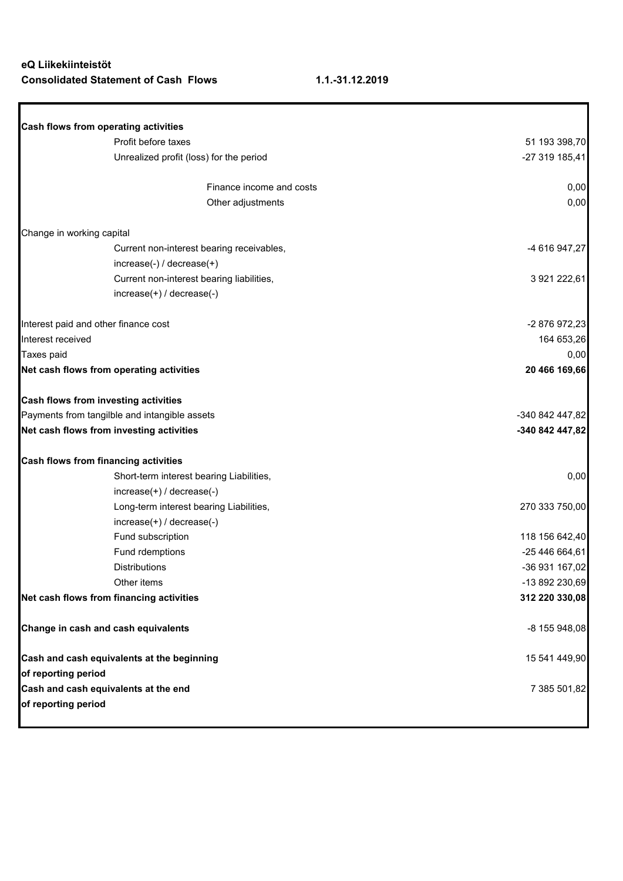**eQ Liikekiinteistöt**

**Consolidated Statement of Cash Flows** 1.1.-31.12.2019

| | |
|---|---|
| **Cash flows from operating activities** | |
| Profit before taxes | 51 193 398,70 |
| Unrealized profit (loss) for the period | -27 319 185,41 |
| Finance income and costs | 0,00 |
| Other adjustments | 0,00 |
| Change in working capital | |
| Current non-interest bearing receivables, increase(-) / decrease(+) | -4 616 947,27 |
| Current non-interest bearing liabilities, increase(+) / decrease(-) | 3 921 222,61 |
| Interest paid and other finance cost | -2 876 972,23 |
| Interest received | 164 653,26 |
| Taxes paid | 0,00 |
| **Net cash flows from operating activities** | **20 466 169,66** |
| **Cash flows from investing activities** | |
| Payments from tangilble and intangible assets | -340 842 447,82 |
| **Net cash flows from investing activities** | **-340 842 447,82** |
| **Cash flows from financing activities** | |
| Short-term interest bearing Liabilities, increase(+) / decrease(-) | 0,00 |
| Long-term interest bearing Liabilities, increase(+) / decrease(-) | 270 333 750,00 |
| Fund subscription | 118 156 642,40 |
| Fund rdemptions | -25 446 664,61 |
| Distributions | -36 931 167,02 |
| Other items | -13 892 230,69 |
| **Net cash flows from financing activities** | **312 220 330,08** |
| **Change in cash and cash equivalents** | -8 155 948,08 |
| **Cash and cash equivalents at the beginning of reporting period** | 15 541 449,90 |
| **Cash and cash equivalents at the end of reporting period** | 7 385 501,82 |